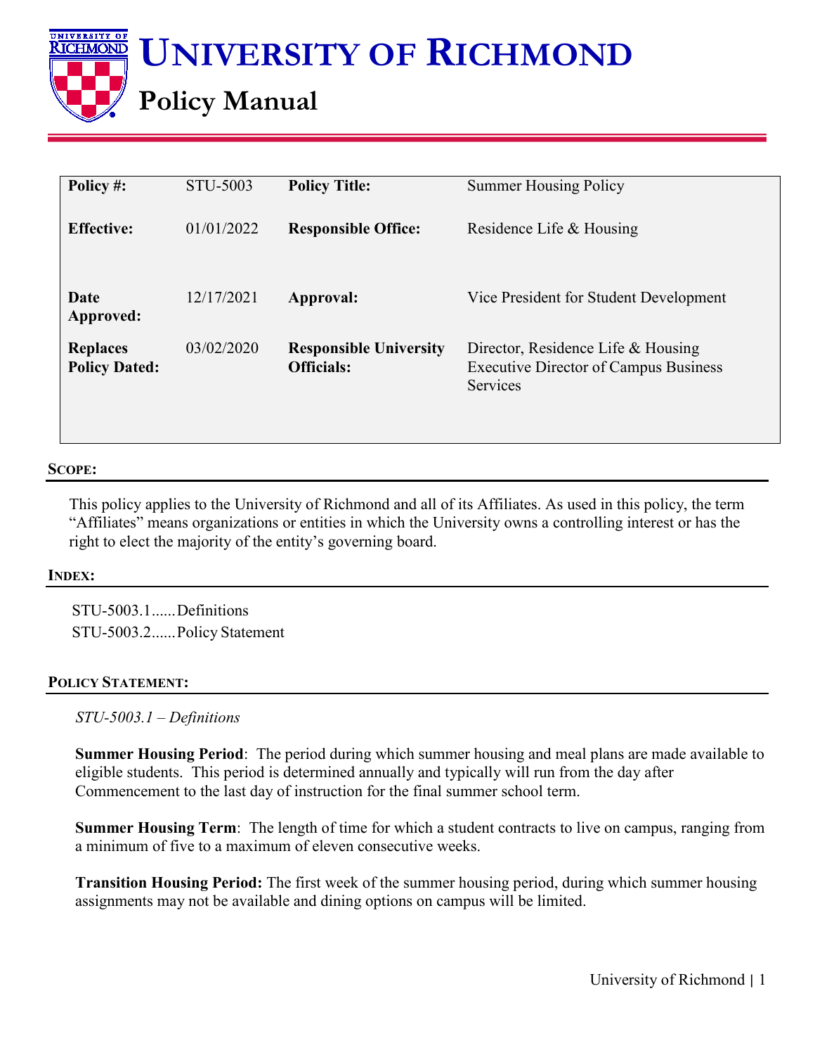# UNIVERSITY OF RICHMOND

## Policy Manual

| **Policy #:** | STU-5003 | **Policy Title:** | Summer Housing Policy |
|---|---|---|---|
| **Effective:** | 01/01/2022 | **Responsible Office:** | Residence Life & Housing |
| **Date Approved:** | 12/17/2021 | **Approval:** | Vice President for Student Development |
| **Replaces Policy Dated:** | 03/02/2020 | **Responsible University Officials:** | Director, Residence Life & Housing<br>Executive Director of Campus Business Services |

### SCOPE:

This policy applies to the University of Richmond and all of its Affiliates. As used in this policy, the term "Affiliates" means organizations or entities in which the University owns a controlling interest or has the right to elect the majority of the entity's governing board.

### INDEX:

STU-5003.1......Definitions
STU-5003.2......Policy Statement

### POLICY STATEMENT:

*STU-5003.1 – Definitions*

**Summer Housing Period**: The period during which summer housing and meal plans are made available to eligible students. This period is determined annually and typically will run from the day after Commencement to the last day of instruction for the final summer school term.

**Summer Housing Term**: The length of time for which a student contracts to live on campus, ranging from a minimum of five to a maximum of eleven consecutive weeks.

**Transition Housing Period:** The first week of the summer housing period, during which summer housing assignments may not be available and dining options on campus will be limited.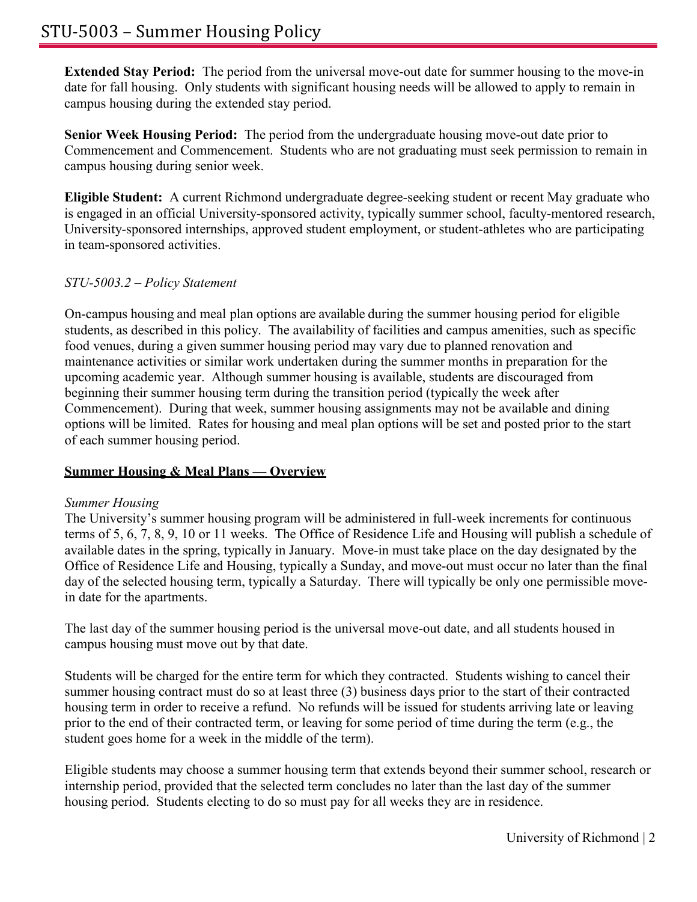**Extended Stay Period:** The period from the universal move-out date for summer housing to the move-in date for fall housing. Only students with significant housing needs will be allowed to apply to remain in campus housing during the extended stay period.

**Senior Week Housing Period:** The period from the undergraduate housing move-out date prior to Commencement and Commencement. Students who are not graduating must seek permission to remain in campus housing during senior week.

**Eligible Student:** A current Richmond undergraduate degree-seeking student or recent May graduate who is engaged in an official University-sponsored activity, typically summer school, faculty-mentored research, University-sponsored internships, approved student employment, or student-athletes who are participating in team-sponsored activities.

*STU-5003.2 – Policy Statement*

On-campus housing and meal plan options are available during the summer housing period for eligible students, as described in this policy. The availability of facilities and campus amenities, such as specific food venues, during a given summer housing period may vary due to planned renovation and maintenance activities or similar work undertaken during the summer months in preparation for the upcoming academic year. Although summer housing is available, students are discouraged from beginning their summer housing term during the transition period (typically the week after Commencement). During that week, summer housing assignments may not be available and dining options will be limited. Rates for housing and meal plan options will be set and posted prior to the start of each summer housing period.

**Summer Housing & Meal Plans — Overview**

*Summer Housing*

The University's summer housing program will be administered in full-week increments for continuous terms of 5, 6, 7, 8, 9, 10 or 11 weeks. The Office of Residence Life and Housing will publish a schedule of available dates in the spring, typically in January. Move-in must take place on the day designated by the Office of Residence Life and Housing, typically a Sunday, and move-out must occur no later than the final day of the selected housing term, typically a Saturday. There will typically be only one permissible move-in date for the apartments.

The last day of the summer housing period is the universal move-out date, and all students housed in campus housing must move out by that date.

Students will be charged for the entire term for which they contracted. Students wishing to cancel their summer housing contract must do so at least three (3) business days prior to the start of their contracted housing term in order to receive a refund. No refunds will be issued for students arriving late or leaving prior to the end of their contracted term, or leaving for some period of time during the term (e.g., the student goes home for a week in the middle of the term).

Eligible students may choose a summer housing term that extends beyond their summer school, research or internship period, provided that the selected term concludes no later than the last day of the summer housing period. Students electing to do so must pay for all weeks they are in residence.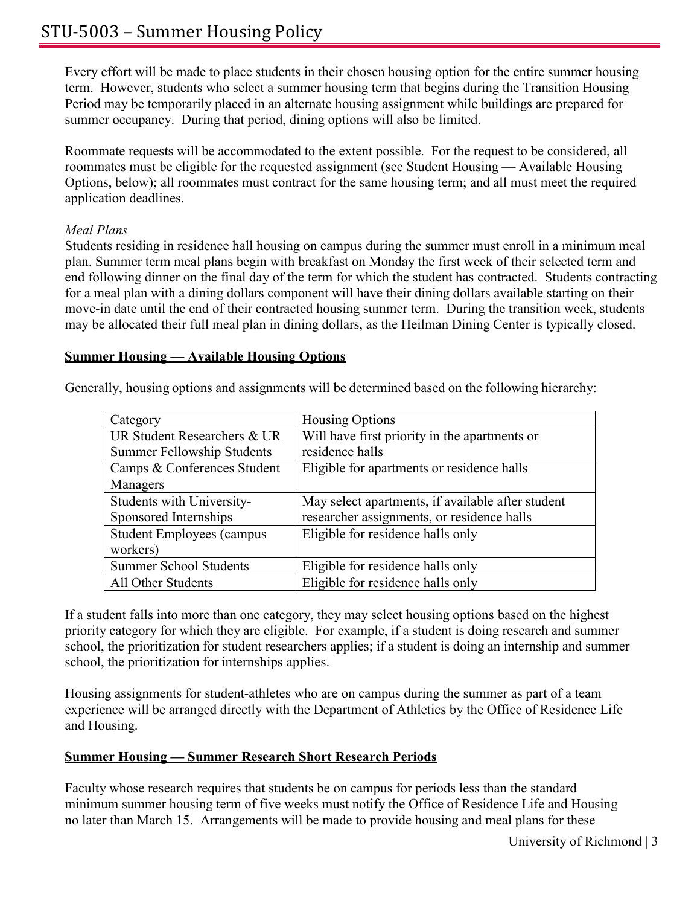Every effort will be made to place students in their chosen housing option for the entire summer housing term. However, students who select a summer housing term that begins during the Transition Housing Period may be temporarily placed in an alternate housing assignment while buildings are prepared for summer occupancy. During that period, dining options will also be limited.

Roommate requests will be accommodated to the extent possible. For the request to be considered, all roommates must be eligible for the requested assignment (see Student Housing — Available Housing Options, below); all roommates must contract for the same housing term; and all must meet the required application deadlines.

*Meal Plans*

Students residing in residence hall housing on campus during the summer must enroll in a minimum meal plan. Summer term meal plans begin with breakfast on Monday the first week of their selected term and end following dinner on the final day of the term for which the student has contracted. Students contracting for a meal plan with a dining dollars component will have their dining dollars available starting on their move-in date until the end of their contracted housing summer term. During the transition week, students may be allocated their full meal plan in dining dollars, as the Heilman Dining Center is typically closed.

**<u>Summer Housing — Available Housing Options</u>**

Generally, housing options and assignments will be determined based on the following hierarchy:

| Category | Housing Options |
|---|---|
| UR Student Researchers & UR Summer Fellowship Students | Will have first priority in the apartments or residence halls |
| Camps & Conferences Student Managers | Eligible for apartments or residence halls |
| Students with University-Sponsored Internships | May select apartments, if available after student researcher assignments, or residence halls |
| Student Employees (campus workers) | Eligible for residence halls only |
| Summer School Students | Eligible for residence halls only |
| All Other Students | Eligible for residence halls only |

If a student falls into more than one category, they may select housing options based on the highest priority category for which they are eligible. For example, if a student is doing research and summer school, the prioritization for student researchers applies; if a student is doing an internship and summer school, the prioritization for internships applies.

Housing assignments for student-athletes who are on campus during the summer as part of a team experience will be arranged directly with the Department of Athletics by the Office of Residence Life and Housing.

**<u>Summer Housing — Summer Research Short Research Periods</u>**

Faculty whose research requires that students be on campus for periods less than the standard minimum summer housing term of five weeks must notify the Office of Residence Life and Housing no later than March 15. Arrangements will be made to provide housing and meal plans for these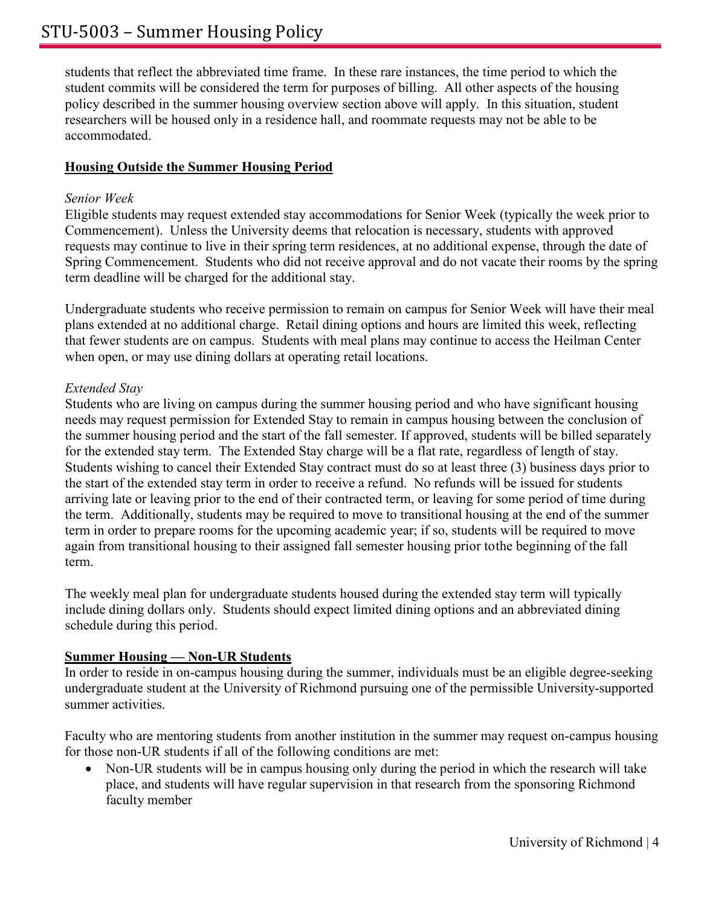students that reflect the abbreviated time frame. In these rare instances, the time period to which the student commits will be considered the term for purposes of billing. All other aspects of the housing policy described in the summer housing overview section above will apply. In this situation, student researchers will be housed only in a residence hall, and roommate requests may not be able to be accommodated.

## Housing Outside the Summer Housing Period

### *Senior Week*

Eligible students may request extended stay accommodations for Senior Week (typically the week prior to Commencement). Unless the University deems that relocation is necessary, students with approved requests may continue to live in their spring term residences, at no additional expense, through the date of Spring Commencement. Students who did not receive approval and do not vacate their rooms by the spring term deadline will be charged for the additional stay.

Undergraduate students who receive permission to remain on campus for Senior Week will have their meal plans extended at no additional charge. Retail dining options and hours are limited this week, reflecting that fewer students are on campus. Students with meal plans may continue to access the Heilman Center when open, or may use dining dollars at operating retail locations.

### *Extended Stay*

Students who are living on campus during the summer housing period and who have significant housing needs may request permission for Extended Stay to remain in campus housing between the conclusion of the summer housing period and the start of the fall semester. If approved, students will be billed separately for the extended stay term. The Extended Stay charge will be a flat rate, regardless of length of stay. Students wishing to cancel their Extended Stay contract must do so at least three (3) business days prior to the start of the extended stay term in order to receive a refund. No refunds will be issued for students arriving late or leaving prior to the end of their contracted term, or leaving for some period of time during the term. Additionally, students may be required to move to transitional housing at the end of the summer term in order to prepare rooms for the upcoming academic year; if so, students will be required to move again from transitional housing to their assigned fall semester housing prior tothe beginning of the fall term.

The weekly meal plan for undergraduate students housed during the extended stay term will typically include dining dollars only. Students should expect limited dining options and an abbreviated dining schedule during this period.

## Summer Housing — Non-UR Students

In order to reside in on-campus housing during the summer, individuals must be an eligible degree-seeking undergraduate student at the University of Richmond pursuing one of the permissible University-supported summer activities.

Faculty who are mentoring students from another institution in the summer may request on-campus housing for those non-UR students if all of the following conditions are met:

- Non-UR students will be in campus housing only during the period in which the research will take place, and students will have regular supervision in that research from the sponsoring Richmond faculty member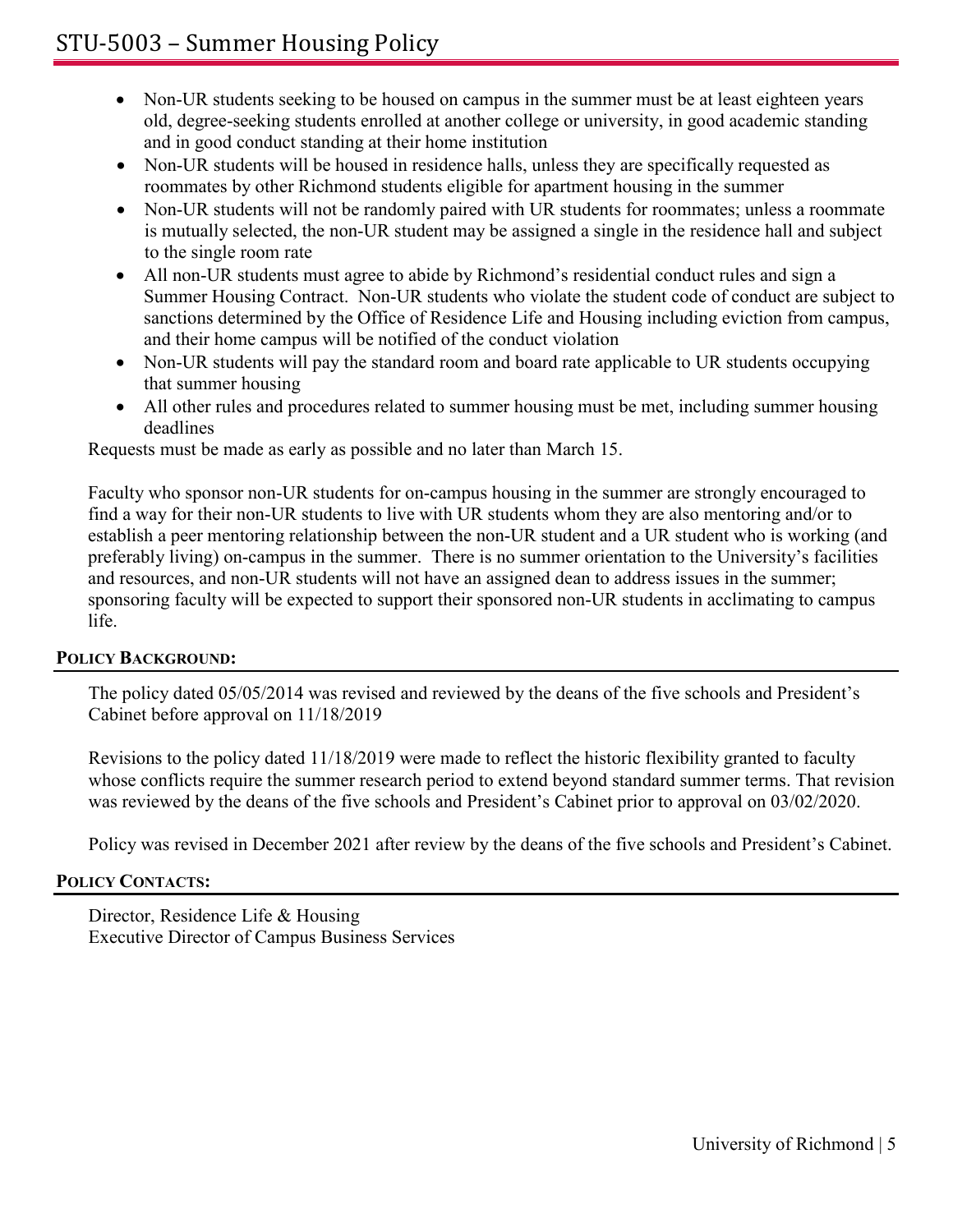- Non-UR students seeking to be housed on campus in the summer must be at least eighteen years old, degree-seeking students enrolled at another college or university, in good academic standing and in good conduct standing at their home institution
- Non-UR students will be housed in residence halls, unless they are specifically requested as roommates by other Richmond students eligible for apartment housing in the summer
- Non-UR students will not be randomly paired with UR students for roommates; unless a roommate is mutually selected, the non-UR student may be assigned a single in the residence hall and subject to the single room rate
- All non-UR students must agree to abide by Richmond's residential conduct rules and sign a Summer Housing Contract. Non-UR students who violate the student code of conduct are subject to sanctions determined by the Office of Residence Life and Housing including eviction from campus, and their home campus will be notified of the conduct violation
- Non-UR students will pay the standard room and board rate applicable to UR students occupying that summer housing
- All other rules and procedures related to summer housing must be met, including summer housing deadlines

Requests must be made as early as possible and no later than March 15.

Faculty who sponsor non-UR students for on-campus housing in the summer are strongly encouraged to find a way for their non-UR students to live with UR students whom they are also mentoring and/or to establish a peer mentoring relationship between the non-UR student and a UR student who is working (and preferably living) on-campus in the summer. There is no summer orientation to the University's facilities and resources, and non-UR students will not have an assigned dean to address issues in the summer; sponsoring faculty will be expected to support their sponsored non-UR students in acclimating to campus life.

## POLICY BACKGROUND:

The policy dated 05/05/2014 was revised and reviewed by the deans of the five schools and President's Cabinet before approval on 11/18/2019

Revisions to the policy dated 11/18/2019 were made to reflect the historic flexibility granted to faculty whose conflicts require the summer research period to extend beyond standard summer terms. That revision was reviewed by the deans of the five schools and President's Cabinet prior to approval on 03/02/2020.

Policy was revised in December 2021 after review by the deans of the five schools and President's Cabinet.

## POLICY CONTACTS:

Director, Residence Life & Housing
Executive Director of Campus Business Services